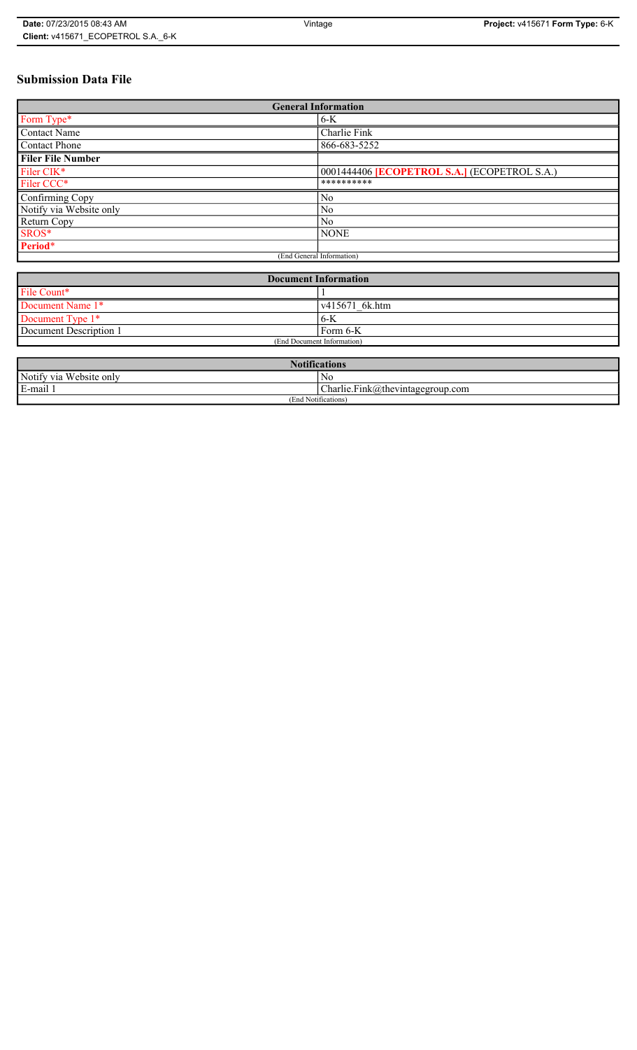# Submission Data File

| General Information | |
|---|---|
| Form Type* | 6-K |
| Contact Name | Charlie Fink |
| Contact Phone | 866-683-5252 |
| **Filer File Number** | |
| Filer CIK* | 0001444406 **[ECOPETROL S.A.]** (ECOPETROL S.A.) |
| Filer CCC* | ********** |
| Confirming Copy | No |
| Notify via Website only | No |
| Return Copy | No |
| SROS* | NONE |
| **Period*** | |
| (End General Information) | |

| Document Information | |
|---|---|
| File Count* | 1 |
| Document Name 1* | v415671_6k.htm |
| Document Type 1* | 6-K |
| Document Description 1 | Form 6-K |
| (End Document Information) | |

| Notifications | |
|---|---|
| Notify via Website only | No |
| E-mail 1 | Charlie.Fink@thevintagegroup.com |
| (End Notifications) | |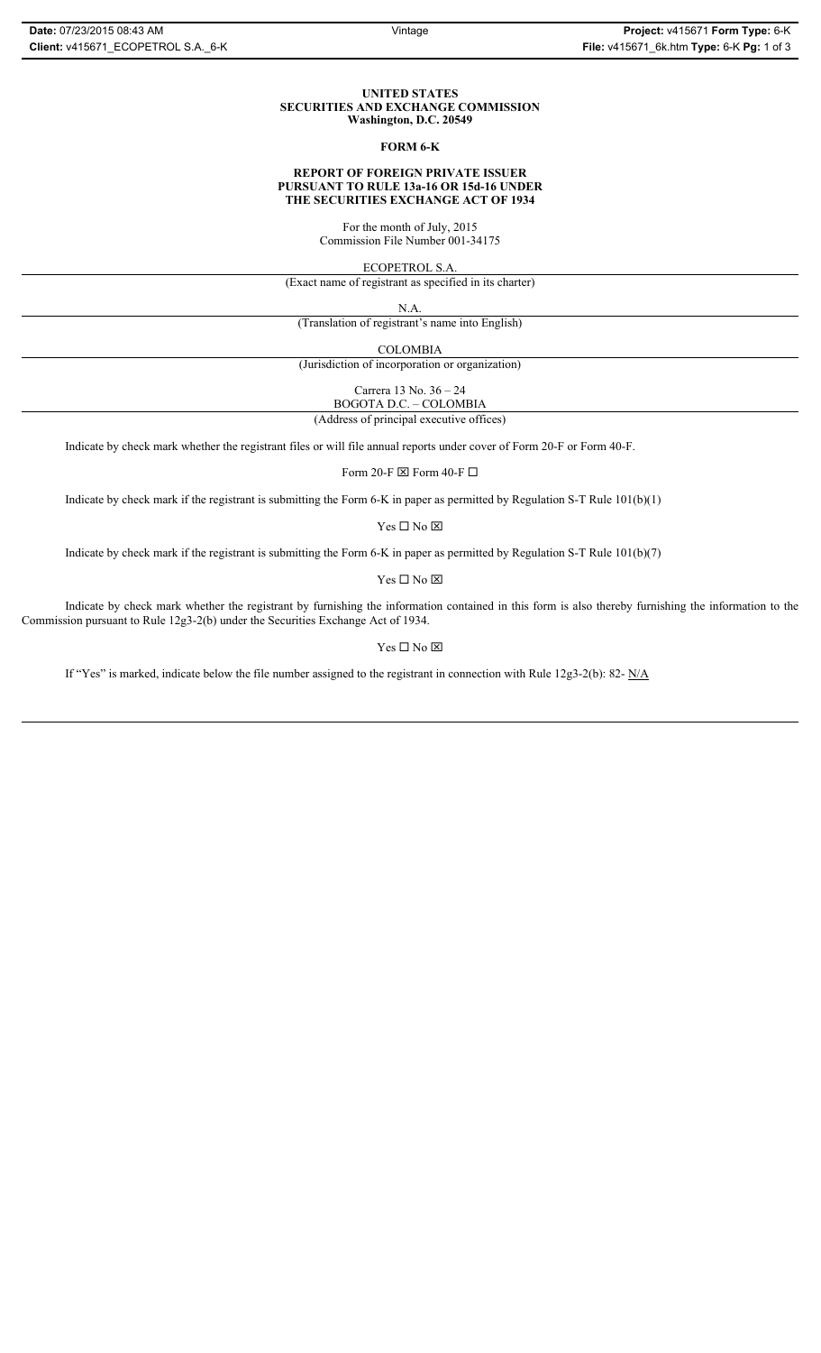**UNITED STATES**
**SECURITIES AND EXCHANGE COMMISSION**
**Washington, D.C. 20549**

**FORM 6-K**

**REPORT OF FOREIGN PRIVATE ISSUER**
**PURSUANT TO RULE 13a-16 OR 15d-16 UNDER**
**THE SECURITIES EXCHANGE ACT OF 1934**

For the month of July, 2015
Commission File Number 001-34175

ECOPETROL S.A.

(Exact name of registrant as specified in its charter)

N.A.

(Translation of registrant's name into English)

COLOMBIA

(Jurisdiction of incorporation or organization)

Carrera 13 No. 36 – 24
BOGOTA D.C. – COLOMBIA

(Address of principal executive offices)

Indicate by check mark whether the registrant files or will file annual reports under cover of Form 20-F or Form 40-F.

Form 20-F ☒ Form 40-F ☐

Indicate by check mark if the registrant is submitting the Form 6-K in paper as permitted by Regulation S-T Rule 101(b)(1)

Yes ☐ No ☒

Indicate by check mark if the registrant is submitting the Form 6-K in paper as permitted by Regulation S-T Rule 101(b)(7)

Yes ☐ No ☒

Indicate by check mark whether the registrant by furnishing the information contained in this form is also thereby furnishing the information to the Commission pursuant to Rule 12g3-2(b) under the Securities Exchange Act of 1934.

Yes ☐ No ☒

If "Yes" is marked, indicate below the file number assigned to the registrant in connection with Rule 12g3-2(b): 82- N/A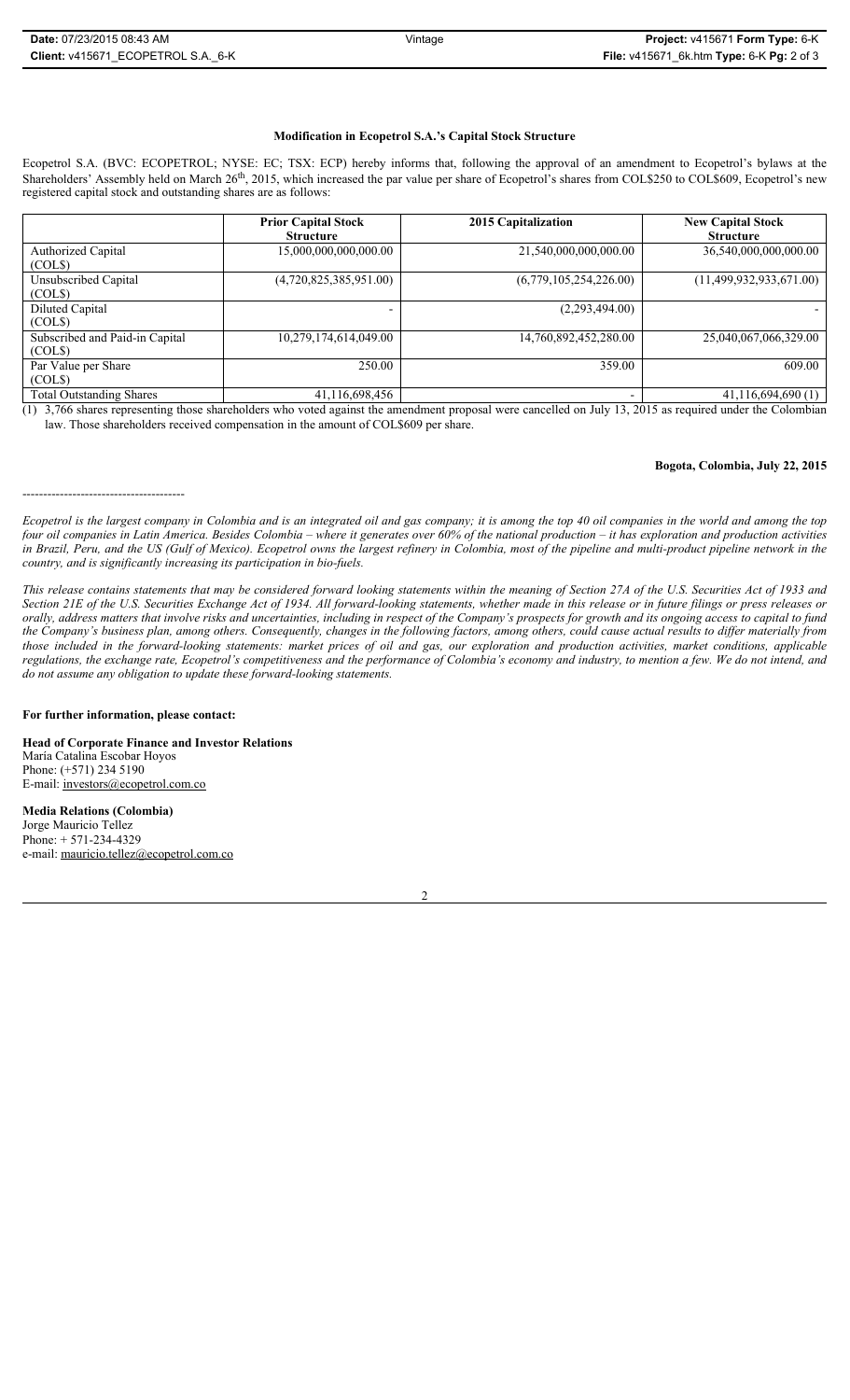**Modification in Ecopetrol S.A.'s Capital Stock Structure**

Ecopetrol S.A. (BVC: ECOPETROL; NYSE: EC; TSX: ECP) hereby informs that, following the approval of an amendment to Ecopetrol's bylaws at the Shareholders' Assembly held on March 26th, 2015, which increased the par value per share of Ecopetrol's shares from COL$250 to COL$609, Ecopetrol's new registered capital stock and outstanding shares are as follows:

| | Prior Capital Stock Structure | 2015 Capitalization | New Capital Stock Structure |
|---|---|---|---|
| Authorized Capital (COL$) | 15,000,000,000,000.00 | 21,540,000,000,000.00 | 36,540,000,000,000.00 |
| Unsubscribed Capital (COL$) | (4,720,825,385,951.00) | (6,779,105,254,226.00) | (11,499,932,933,671.00) |
| Diluted Capital (COL$) | - | (2,293,494.00) | - |
| Subscribed and Paid-in Capital (COL$) | 10,279,174,614,049.00 | 14,760,892,452,280.00 | 25,040,067,066,329.00 |
| Par Value per Share (COL$) | 250.00 | 359.00 | 609.00 |
| Total Outstanding Shares | 41,116,698,456 | - | 41,116,694,690 (1) |

(1) 3,766 shares representing those shareholders who voted against the amendment proposal were cancelled on July 13, 2015 as required under the Colombian law. Those shareholders received compensation in the amount of COL$609 per share.

**Bogota, Colombia, July 22, 2015**

---------------------------------------

*Ecopetrol is the largest company in Colombia and is an integrated oil and gas company; it is among the top 40 oil companies in the world and among the top four oil companies in Latin America. Besides Colombia – where it generates over 60% of the national production – it has exploration and production activities in Brazil, Peru, and the US (Gulf of Mexico). Ecopetrol owns the largest refinery in Colombia, most of the pipeline and multi-product pipeline network in the country, and is significantly increasing its participation in bio-fuels.*

*This release contains statements that may be considered forward looking statements within the meaning of Section 27A of the U.S. Securities Act of 1933 and Section 21E of the U.S. Securities Exchange Act of 1934. All forward-looking statements, whether made in this release or in future filings or press releases or orally, address matters that involve risks and uncertainties, including in respect of the Company's prospects for growth and its ongoing access to capital to fund the Company's business plan, among others. Consequently, changes in the following factors, among others, could cause actual results to differ materially from those included in the forward-looking statements: market prices of oil and gas, our exploration and production activities, market conditions, applicable regulations, the exchange rate, Ecopetrol's competitiveness and the performance of Colombia's economy and industry, to mention a few. We do not intend, and do not assume any obligation to update these forward-looking statements.*

**For further information, please contact:**

**Head of Corporate Finance and Investor Relations**
María Catalina Escobar Hoyos
Phone: (+571) 234 5190
E-mail: investors@ecopetrol.com.co

**Media Relations (Colombia)**
Jorge Mauricio Tellez
Phone: + 571-234-4329
e-mail: mauricio.tellez@ecopetrol.com.co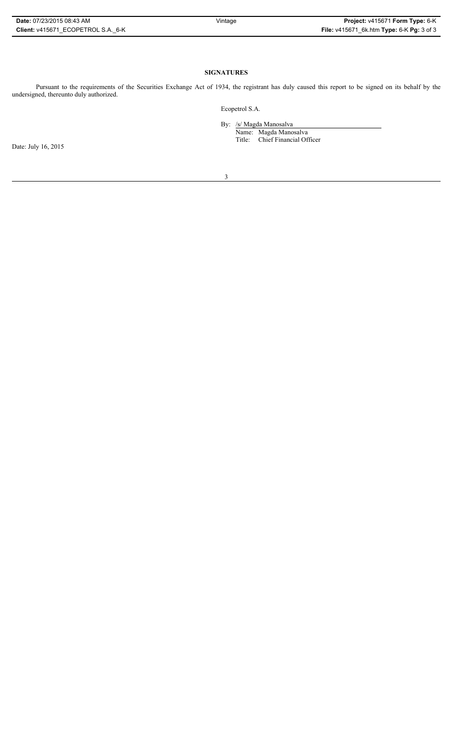## SIGNATURES

Pursuant to the requirements of the Securities Exchange Act of 1934, the registrant has duly caused this report to be signed on its behalf by the undersigned, thereunto duly authorized.

Ecopetrol S.A.

By: /s/ Magda Manosalva

Name: Magda Manosalva

Title: Chief Financial Officer

Date: July 16, 2015